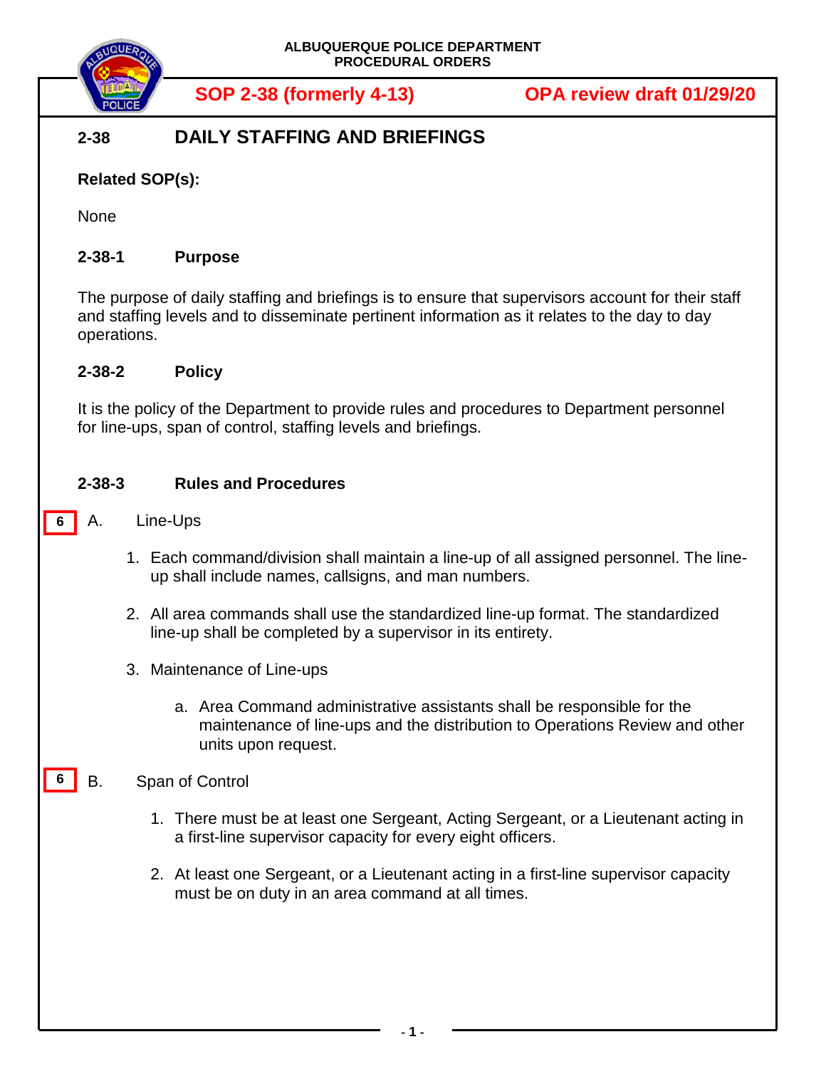ALBUQUERQUE POLICE DEPARTMENT
PROCEDURAL ORDERS

**SOP 2-38 (formerly 4-13)** **OPA review draft 01/29/20**

# 2-38 DAILY STAFFING AND BRIEFINGS

**Related SOP(s):**

None

## 2-38-1 Purpose

The purpose of daily staffing and briefings is to ensure that supervisors account for their staff and staffing levels and to disseminate pertinent information as it relates to the day to day operations.

## 2-38-2 Policy

It is the policy of the Department to provide rules and procedures to Department personnel for line-ups, span of control, staffing levels and briefings.

## 2-38-3 Rules and Procedures

6 A. Line-Ups

1. Each command/division shall maintain a line-up of all assigned personnel. The line-up shall include names, callsigns, and man numbers.

2. All area commands shall use the standardized line-up format. The standardized line-up shall be completed by a supervisor in its entirety.

3. Maintenance of Line-ups

   a. Area Command administrative assistants shall be responsible for the maintenance of line-ups and the distribution to Operations Review and other units upon request.

6 B. Span of Control

1. There must be at least one Sergeant, Acting Sergeant, or a Lieutenant acting in a first-line supervisor capacity for every eight officers.

2. At least one Sergeant, or a Lieutenant acting in a first-line supervisor capacity must be on duty in an area command at all times.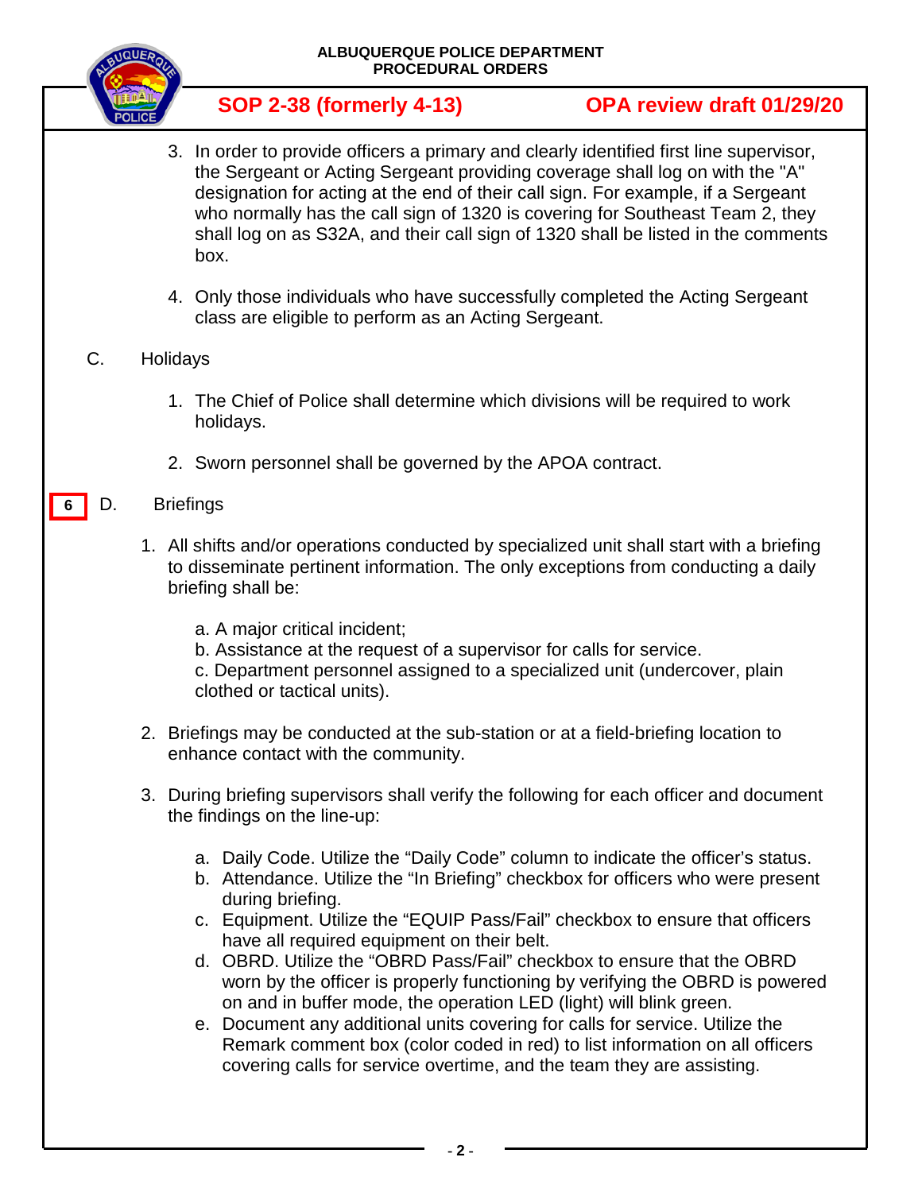3. In order to provide officers a primary and clearly identified first line supervisor, the Sergeant or Acting Sergeant providing coverage shall log on with the "A" designation for acting at the end of their call sign. For example, if a Sergeant who normally has the call sign of 1320 is covering for Southeast Team 2, they shall log on as S32A, and their call sign of 1320 shall be listed in the comments box.

4. Only those individuals who have successfully completed the Acting Sergeant class are eligible to perform as an Acting Sergeant.

C. Holidays

1. The Chief of Police shall determine which divisions will be required to work holidays.

2. Sworn personnel shall be governed by the APOA contract.

6 D. Briefings

1. All shifts and/or operations conducted by specialized unit shall start with a briefing to disseminate pertinent information. The only exceptions from conducting a daily briefing shall be:

   a. A major critical incident;
   b. Assistance at the request of a supervisor for calls for service.
   c. Department personnel assigned to a specialized unit (undercover, plain clothed or tactical units).

2. Briefings may be conducted at the sub-station or at a field-briefing location to enhance contact with the community.

3. During briefing supervisors shall verify the following for each officer and document the findings on the line-up:

   a. Daily Code. Utilize the "Daily Code" column to indicate the officer's status.
   b. Attendance. Utilize the "In Briefing" checkbox for officers who were present during briefing.
   c. Equipment. Utilize the "EQUIP Pass/Fail" checkbox to ensure that officers have all required equipment on their belt.
   d. OBRD. Utilize the "OBRD Pass/Fail" checkbox to ensure that the OBRD worn by the officer is properly functioning by verifying the OBRD is powered on and in buffer mode, the operation LED (light) will blink green.
   e. Document any additional units covering for calls for service. Utilize the Remark comment box (color coded in red) to list information on all officers covering calls for service overtime, and the team they are assisting.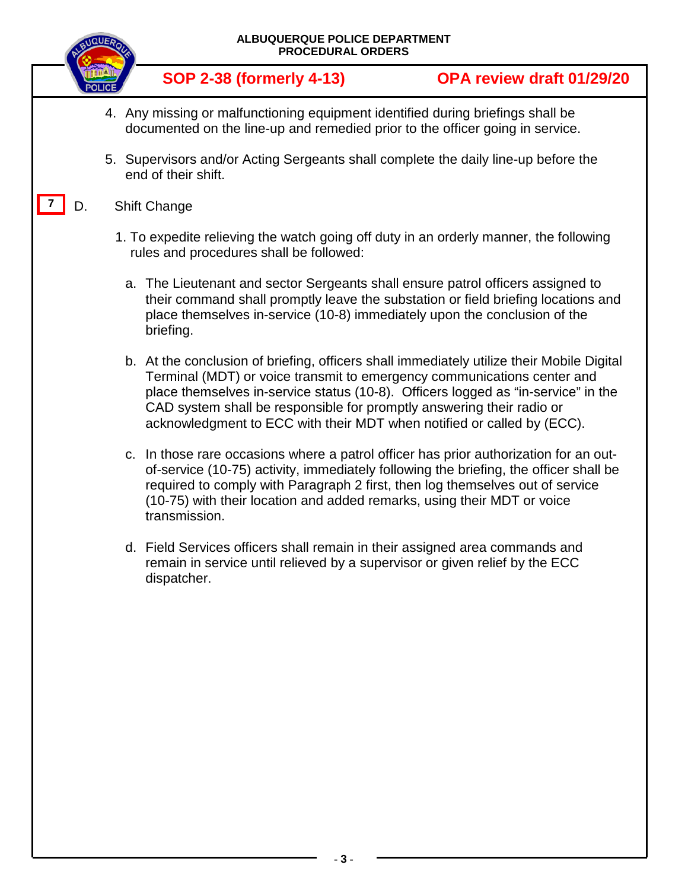4. Any missing or malfunctioning equipment identified during briefings shall be documented on the line-up and remedied prior to the officer going in service.

5. Supervisors and/or Acting Sergeants shall complete the daily line-up before the end of their shift.

7 D. Shift Change

1. To expedite relieving the watch going off duty in an orderly manner, the following rules and procedures shall be followed:

   a. The Lieutenant and sector Sergeants shall ensure patrol officers assigned to their command shall promptly leave the substation or field briefing locations and place themselves in-service (10-8) immediately upon the conclusion of the briefing.

   b. At the conclusion of briefing, officers shall immediately utilize their Mobile Digital Terminal (MDT) or voice transmit to emergency communications center and place themselves in-service status (10-8). Officers logged as "in-service" in the CAD system shall be responsible for promptly answering their radio or acknowledgment to ECC with their MDT when notified or called by (ECC).

   c. In those rare occasions where a patrol officer has prior authorization for an out-of-service (10-75) activity, immediately following the briefing, the officer shall be required to comply with Paragraph 2 first, then log themselves out of service (10-75) with their location and added remarks, using their MDT or voice transmission.

   d. Field Services officers shall remain in their assigned area commands and remain in service until relieved by a supervisor or given relief by the ECC dispatcher.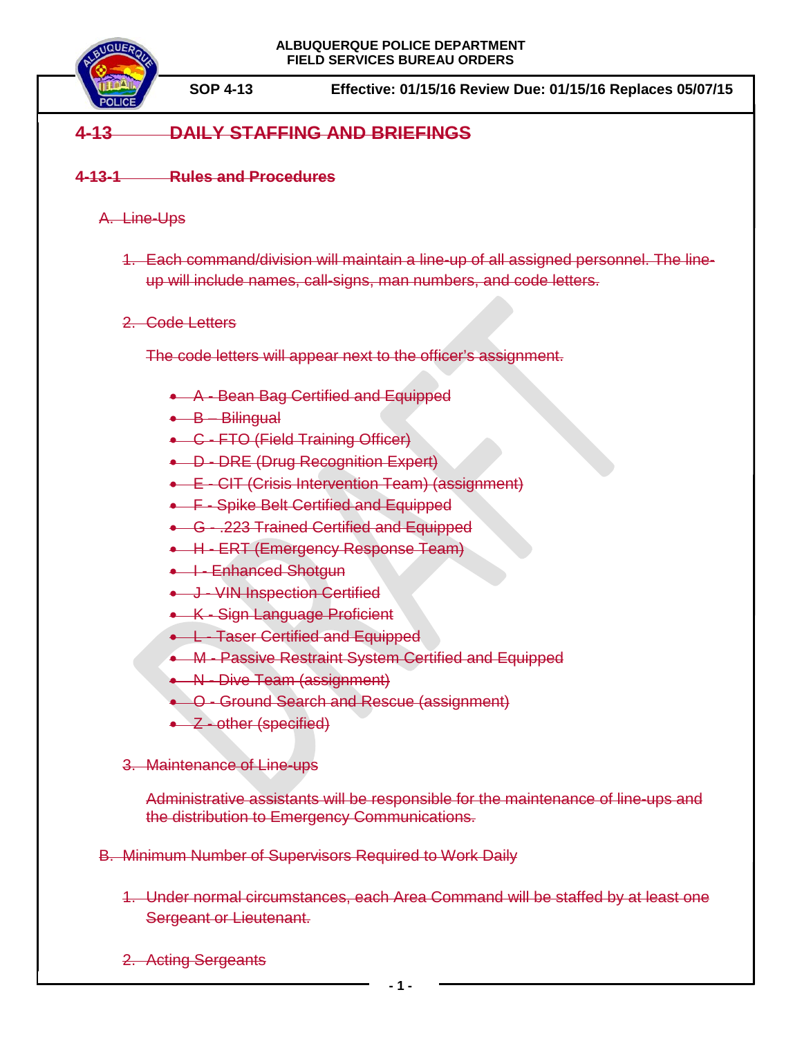# ~~4-13 DAILY STAFFING AND BRIEFINGS~~

## ~~4-13-1 Rules and Procedures~~

~~A. Line-Ups~~

~~1. Each command/division will maintain a line-up of all assigned personnel. The line-up will include names, call-signs, man numbers, and code letters.~~

~~2. Code Letters~~

~~The code letters will appear next to the officer's assignment.~~

- ~~A - Bean Bag Certified and Equipped~~
- ~~B – Bilingual~~
- ~~C - FTO (Field Training Officer)~~
- ~~D - DRE (Drug Recognition Expert)~~
- ~~E - CIT (Crisis Intervention Team) (assignment)~~
- ~~F - Spike Belt Certified and Equipped~~
- ~~G - .223 Trained Certified and Equipped~~
- ~~H - ERT (Emergency Response Team)~~
- ~~I - Enhanced Shotgun~~
- ~~J - VIN Inspection Certified~~
- ~~K - Sign Language Proficient~~
- ~~L - Taser Certified and Equipped~~
- ~~M - Passive Restraint System Certified and Equipped~~
- ~~N - Dive Team (assignment)~~
- ~~O - Ground Search and Rescue (assignment)~~
- ~~Z - other (specified)~~

~~3. Maintenance of Line-ups~~

~~Administrative assistants will be responsible for the maintenance of line-ups and the distribution to Emergency Communications.~~

~~B. Minimum Number of Supervisors Required to Work Daily~~

~~1. Under normal circumstances, each Area Command will be staffed by at least one Sergeant or Lieutenant.~~

~~2. Acting Sergeants~~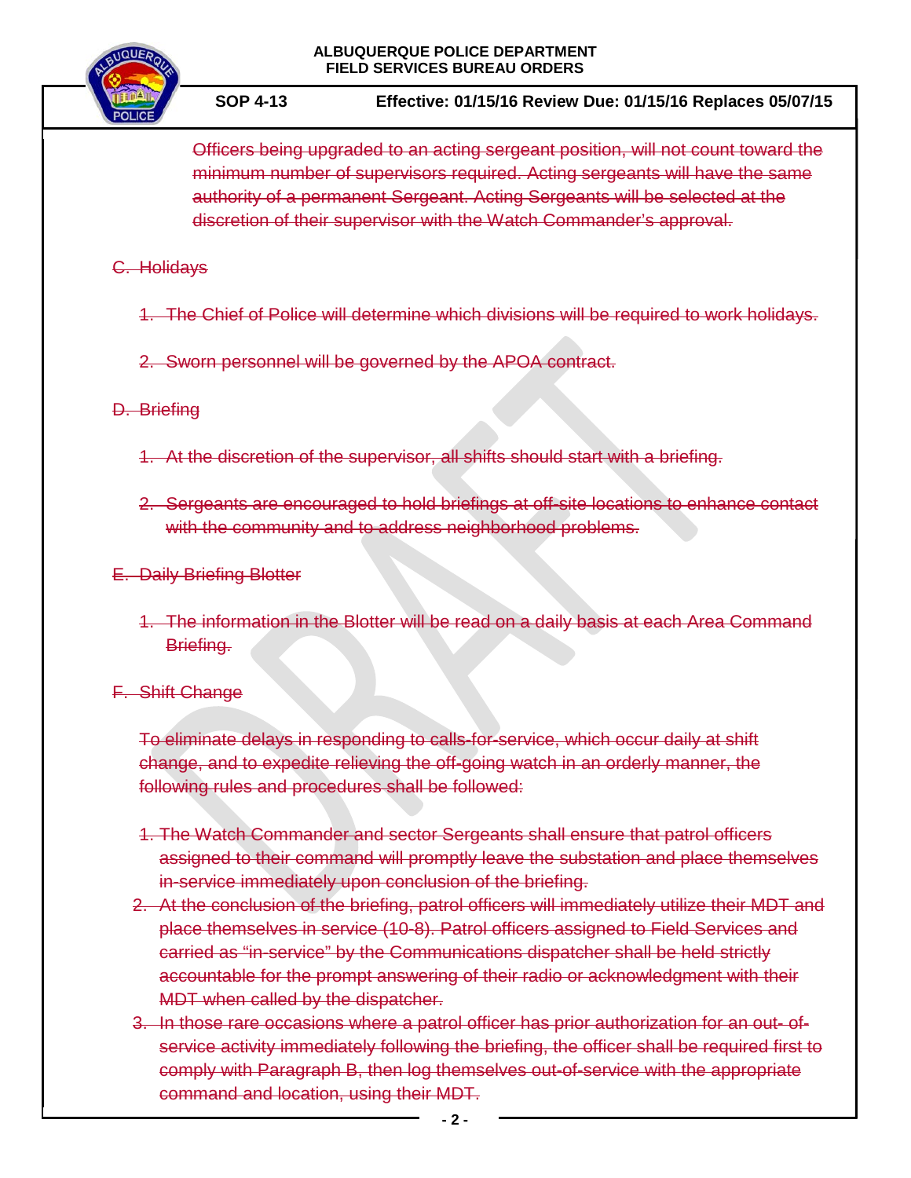~~Officers being upgraded to an acting sergeant position, will not count toward the minimum number of supervisors required. Acting sergeants will have the same authority of a permanent Sergeant. Acting Sergeants will be selected at the discretion of their supervisor with the Watch Commander's approval.~~

~~C. Holidays~~

~~1. The Chief of Police will determine which divisions will be required to work holidays.~~

~~2. Sworn personnel will be governed by the APOA contract.~~

~~D. Briefing~~

~~1. At the discretion of the supervisor, all shifts should start with a briefing.~~

~~2. Sergeants are encouraged to hold briefings at off-site locations to enhance contact with the community and to address neighborhood problems.~~

~~E. Daily Briefing Blotter~~

~~1. The information in the Blotter will be read on a daily basis at each Area Command Briefing.~~

~~F. Shift Change~~

~~To eliminate delays in responding to calls-for-service, which occur daily at shift change, and to expedite relieving the off-going watch in an orderly manner, the following rules and procedures shall be followed:~~

~~1. The Watch Commander and sector Sergeants shall ensure that patrol officers assigned to their command will promptly leave the substation and place themselves in-service immediately upon conclusion of the briefing.~~

~~2. At the conclusion of the briefing, patrol officers will immediately utilize their MDT and place themselves in service (10-8). Patrol officers assigned to Field Services and carried as "in-service" by the Communications dispatcher shall be held strictly accountable for the prompt answering of their radio or acknowledgment with their MDT when called by the dispatcher.~~

~~3. In those rare occasions where a patrol officer has prior authorization for an out- of-service activity immediately following the briefing, the officer shall be required first to comply with Paragraph B, then log themselves out-of-service with the appropriate command and location, using their MDT.~~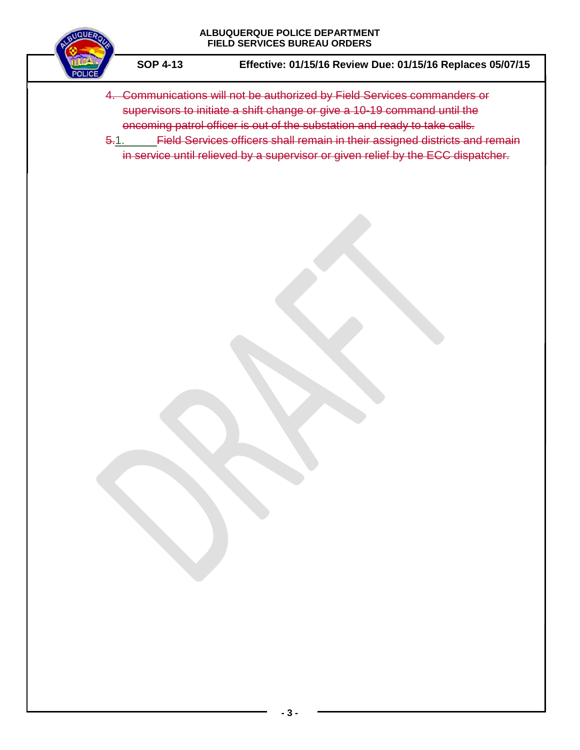~~4. Communications will not be authorized by Field Services commanders or supervisors to initiate a shift change or give a 10-19 command until the oncoming patrol officer is out of the substation and ready to take calls.~~

~~5.~~1. ~~Field Services officers shall remain in their assigned districts and remain in service until relieved by a supervisor or given relief by the ECC dispatcher.~~